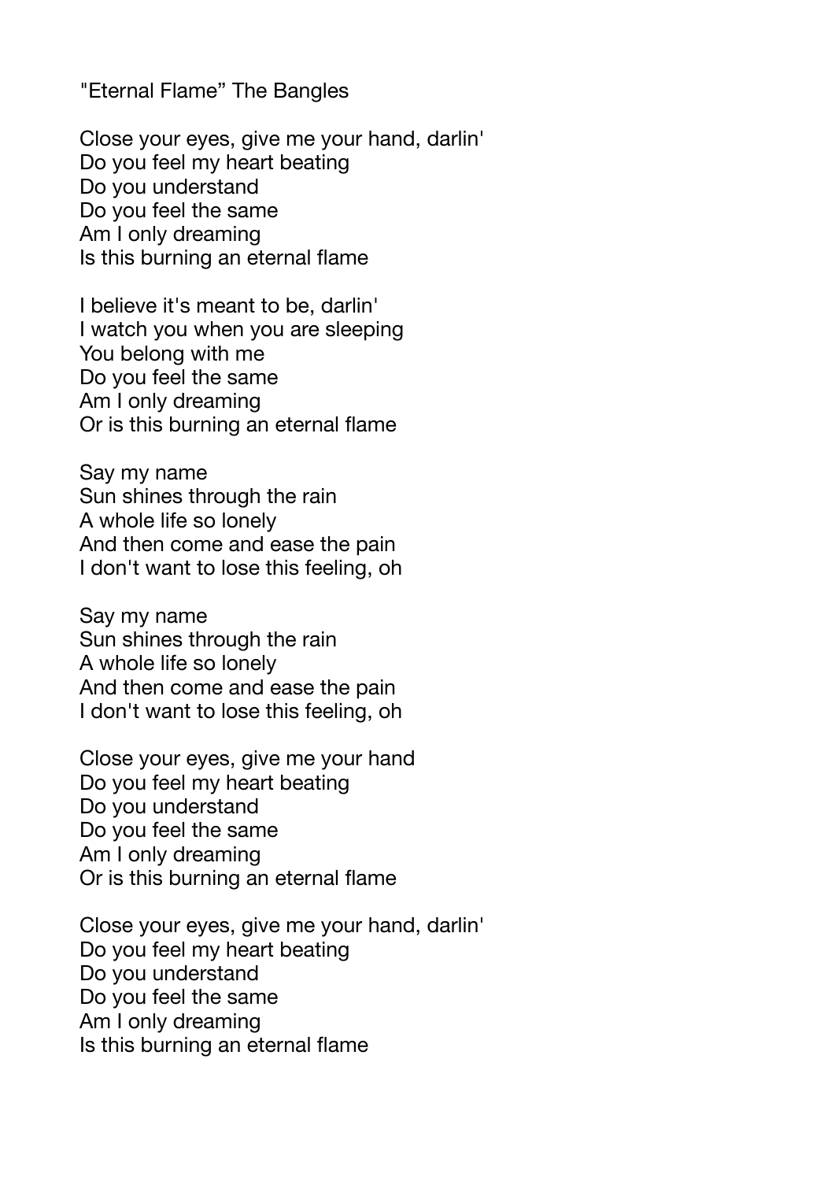"Eternal Flame" The Bangles

Close your eyes, give me your hand, darlin' Do you feel my heart beating Do you understand Do you feel the same Am I only dreaming Is this burning an eternal flame

I believe it's meant to be, darlin' I watch you when you are sleeping You belong with me Do you feel the same Am I only dreaming Or is this burning an eternal flame

Say my name Sun shines through the rain A whole life so lonely And then come and ease the pain I don't want to lose this feeling, oh

Say my name Sun shines through the rain A whole life so lonely And then come and ease the pain I don't want to lose this feeling, oh

Close your eyes, give me your hand Do you feel my heart beating Do you understand Do you feel the same Am I only dreaming Or is this burning an eternal flame

Close your eyes, give me your hand, darlin' Do you feel my heart beating Do you understand Do you feel the same Am I only dreaming Is this burning an eternal flame